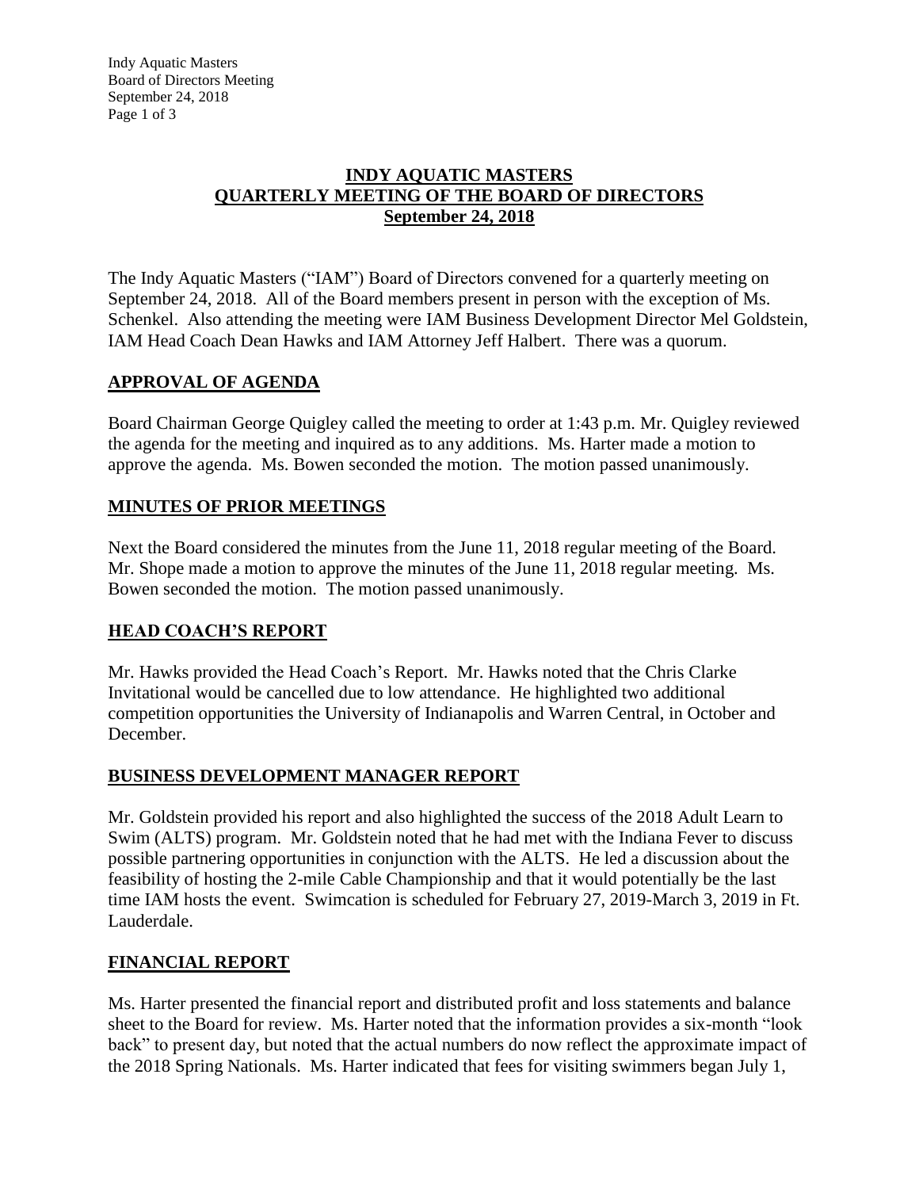# INDY AQUATIC MASTERS
# QUARTERLY MEETING OF THE BOARD OF DIRECTORS
# September 24, 2018

The Indy Aquatic Masters ("IAM") Board of Directors convened for a quarterly meeting on September 24, 2018. All of the Board members present in person with the exception of Ms. Schenkel. Also attending the meeting were IAM Business Development Director Mel Goldstein, IAM Head Coach Dean Hawks and IAM Attorney Jeff Halbert. There was a quorum.

## APPROVAL OF AGENDA

Board Chairman George Quigley called the meeting to order at 1:43 p.m. Mr. Quigley reviewed the agenda for the meeting and inquired as to any additions. Ms. Harter made a motion to approve the agenda. Ms. Bowen seconded the motion. The motion passed unanimously.

## MINUTES OF PRIOR MEETINGS

Next the Board considered the minutes from the June 11, 2018 regular meeting of the Board. Mr. Shope made a motion to approve the minutes of the June 11, 2018 regular meeting. Ms. Bowen seconded the motion. The motion passed unanimously.

## HEAD COACH'S REPORT

Mr. Hawks provided the Head Coach's Report. Mr. Hawks noted that the Chris Clarke Invitational would be cancelled due to low attendance. He highlighted two additional competition opportunities the University of Indianapolis and Warren Central, in October and December.

## BUSINESS DEVELOPMENT MANAGER REPORT

Mr. Goldstein provided his report and also highlighted the success of the 2018 Adult Learn to Swim (ALTS) program. Mr. Goldstein noted that he had met with the Indiana Fever to discuss possible partnering opportunities in conjunction with the ALTS. He led a discussion about the feasibility of hosting the 2-mile Cable Championship and that it would potentially be the last time IAM hosts the event. Swimcation is scheduled for February 27, 2019-March 3, 2019 in Ft. Lauderdale.

## FINANCIAL REPORT

Ms. Harter presented the financial report and distributed profit and loss statements and balance sheet to the Board for review. Ms. Harter noted that the information provides a six-month "look back" to present day, but noted that the actual numbers do now reflect the approximate impact of the 2018 Spring Nationals. Ms. Harter indicated that fees for visiting swimmers began July 1,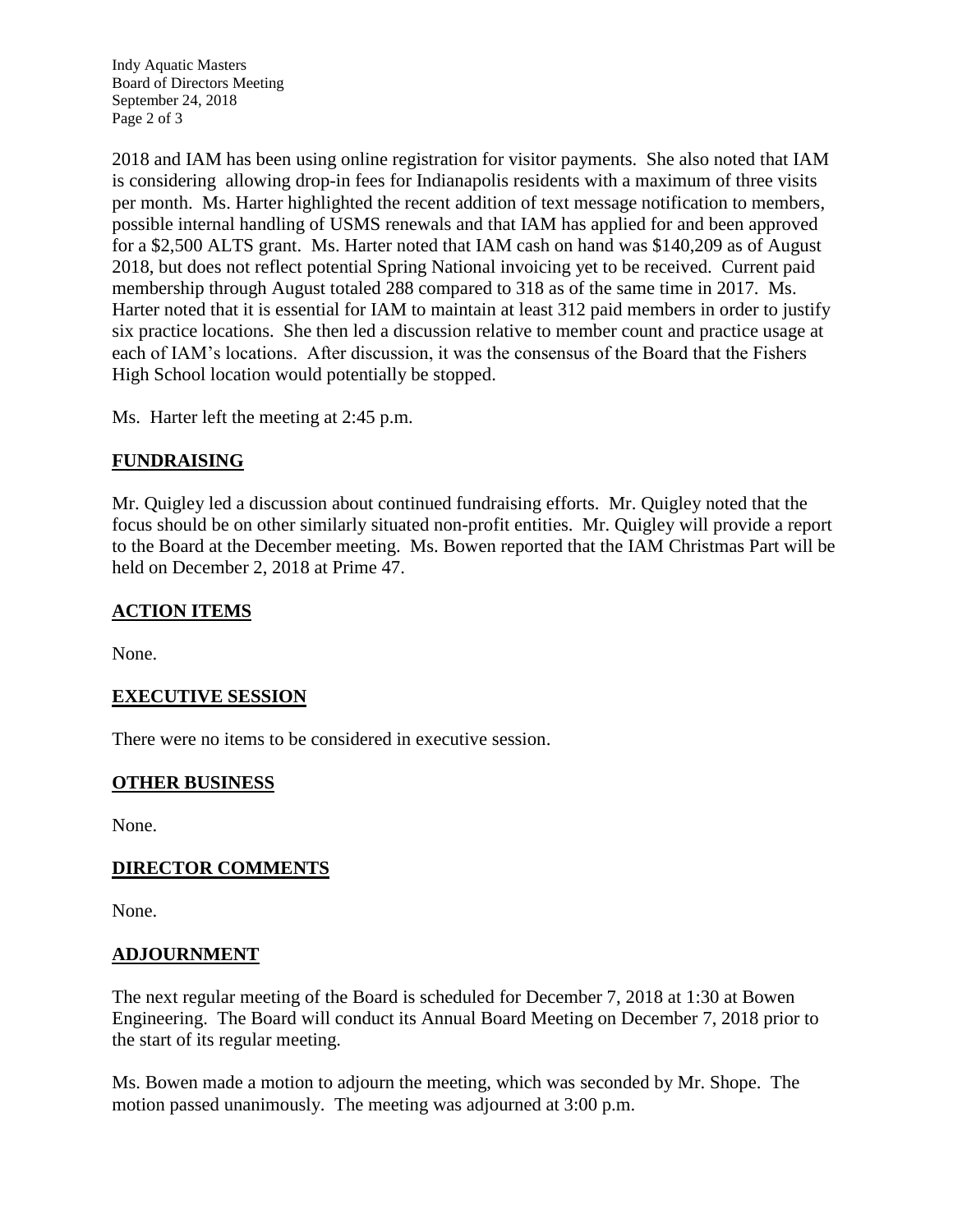2018 and IAM has been using online registration for visitor payments. She also noted that IAM is considering allowing drop-in fees for Indianapolis residents with a maximum of three visits per month. Ms. Harter highlighted the recent addition of text message notification to members, possible internal handling of USMS renewals and that IAM has applied for and been approved for a $2,500 ALTS grant. Ms. Harter noted that IAM cash on hand was $140,209 as of August 2018, but does not reflect potential Spring National invoicing yet to be received. Current paid membership through August totaled 288 compared to 318 as of the same time in 2017. Ms. Harter noted that it is essential for IAM to maintain at least 312 paid members in order to justify six practice locations. She then led a discussion relative to member count and practice usage at each of IAM's locations. After discussion, it was the consensus of the Board that the Fishers High School location would potentially be stopped.

Ms. Harter left the meeting at 2:45 p.m.

## FUNDRAISING

Mr. Quigley led a discussion about continued fundraising efforts. Mr. Quigley noted that the focus should be on other similarly situated non-profit entities. Mr. Quigley will provide a report to the Board at the December meeting. Ms. Bowen reported that the IAM Christmas Part will be held on December 2, 2018 at Prime 47.

## ACTION ITEMS

None.

## EXECUTIVE SESSION

There were no items to be considered in executive session.

## OTHER BUSINESS

None.

## DIRECTOR COMMENTS

None.

## ADJOURNMENT

The next regular meeting of the Board is scheduled for December 7, 2018 at 1:30 at Bowen Engineering. The Board will conduct its Annual Board Meeting on December 7, 2018 prior to the start of its regular meeting.

Ms. Bowen made a motion to adjourn the meeting, which was seconded by Mr. Shope. The motion passed unanimously. The meeting was adjourned at 3:00 p.m.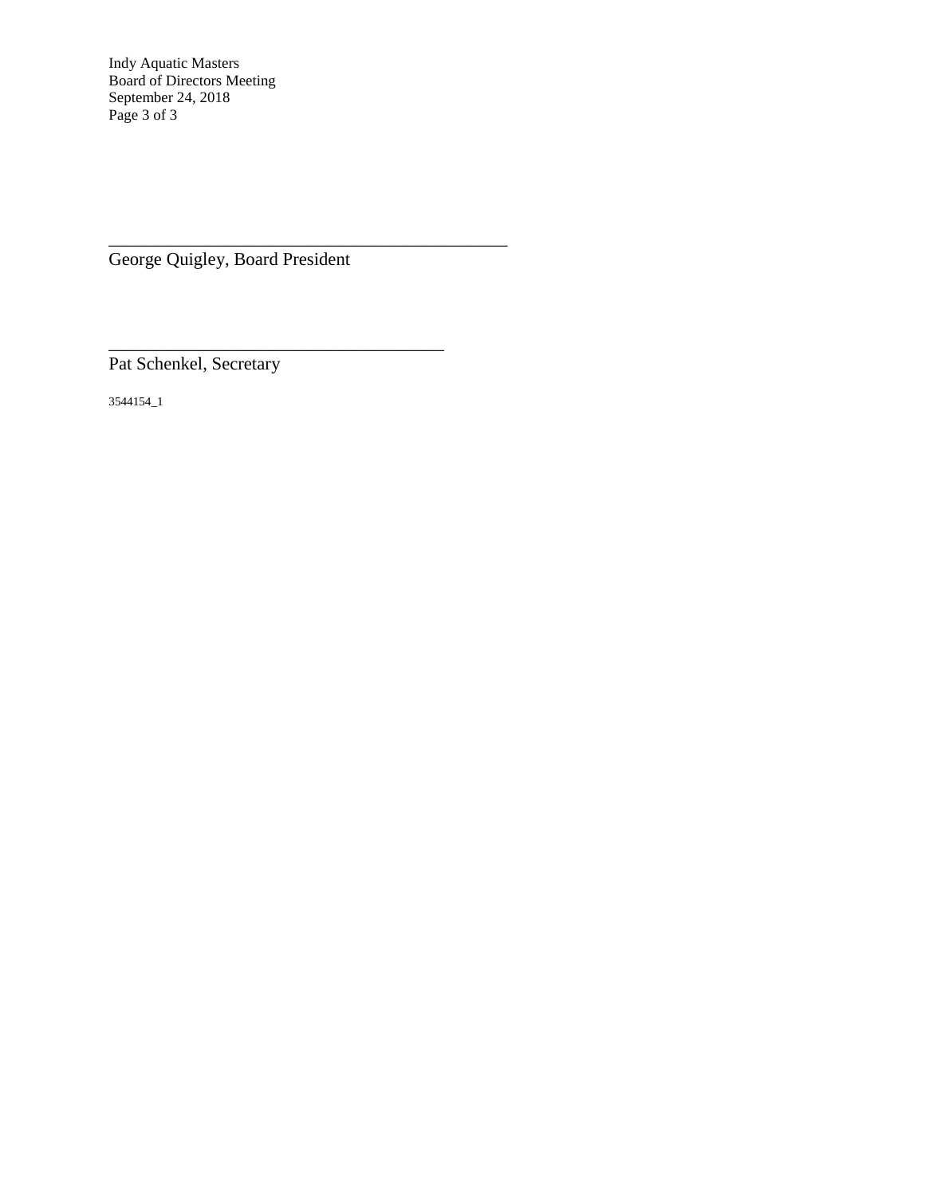\_\_\_\_\_\_\_\_\_\_\_\_\_\_\_\_\_\_\_\_\_\_\_\_\_\_\_\_\_\_\_\_\_\_\_\_\_\_\_\_\_\_\_\_\_

George Quigley, Board President

\_\_\_\_\_\_\_\_\_\_\_\_\_\_\_\_\_\_\_\_\_\_\_\_\_\_\_\_\_\_\_\_\_\_\_\_\_\_

Pat Schenkel, Secretary

3544154_1